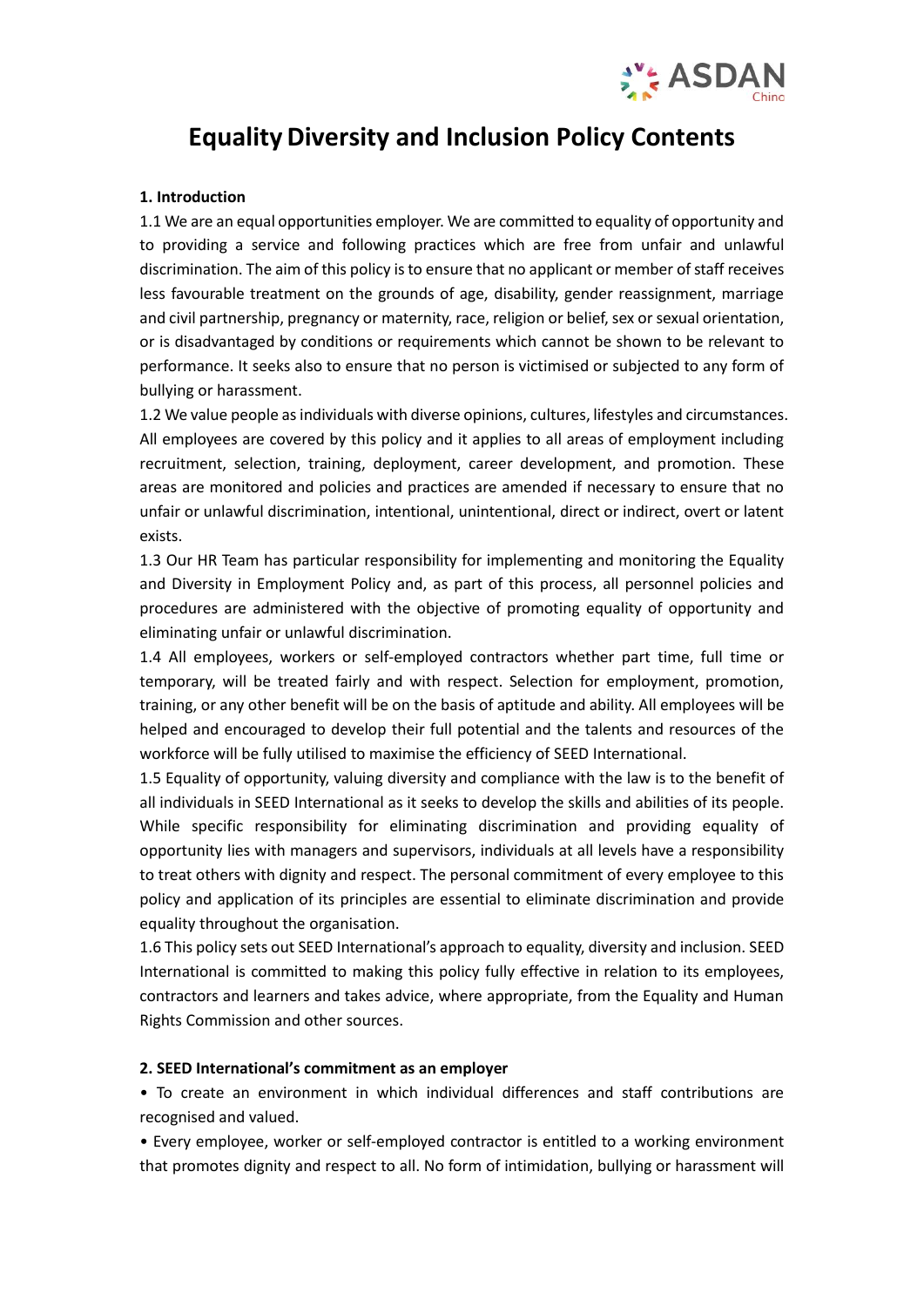# Equality Diversity and Inclusion Policy Contents

**1. Introduction**

1.1 We are an equal opportunities employer. We are committed to equality of opportunity and to providing a service and following practices which are free from unfair and unlawful discrimination. The aim of this policy is to ensure that no applicant or member of staff receives less favourable treatment on the grounds of age, disability, gender reassignment, marriage and civil partnership, pregnancy or maternity, race, religion or belief, sex or sexual orientation, or is disadvantaged by conditions or requirements which cannot be shown to be relevant to performance. It seeks also to ensure that no person is victimised or subjected to any form of bullying or harassment.

1.2 We value people as individuals with diverse opinions, cultures, lifestyles and circumstances. All employees are covered by this policy and it applies to all areas of employment including recruitment, selection, training, deployment, career development, and promotion. These areas are monitored and policies and practices are amended if necessary to ensure that no unfair or unlawful discrimination, intentional, unintentional, direct or indirect, overt or latent exists.

1.3 Our HR Team has particular responsibility for implementing and monitoring the Equality and Diversity in Employment Policy and, as part of this process, all personnel policies and procedures are administered with the objective of promoting equality of opportunity and eliminating unfair or unlawful discrimination.

1.4 All employees, workers or self-employed contractors whether part time, full time or temporary, will be treated fairly and with respect. Selection for employment, promotion, training, or any other benefit will be on the basis of aptitude and ability. All employees will be helped and encouraged to develop their full potential and the talents and resources of the workforce will be fully utilised to maximise the efficiency of SEED International.

1.5 Equality of opportunity, valuing diversity and compliance with the law is to the benefit of all individuals in SEED International as it seeks to develop the skills and abilities of its people. While specific responsibility for eliminating discrimination and providing equality of opportunity lies with managers and supervisors, individuals at all levels have a responsibility to treat others with dignity and respect. The personal commitment of every employee to this policy and application of its principles are essential to eliminate discrimination and provide equality throughout the organisation.

1.6 This policy sets out SEED International's approach to equality, diversity and inclusion. SEED International is committed to making this policy fully effective in relation to its employees, contractors and learners and takes advice, where appropriate, from the Equality and Human Rights Commission and other sources.

**2. SEED International's commitment as an employer**

- To create an environment in which individual differences and staff contributions are recognised and valued.
- Every employee, worker or self-employed contractor is entitled to a working environment that promotes dignity and respect to all. No form of intimidation, bullying or harassment will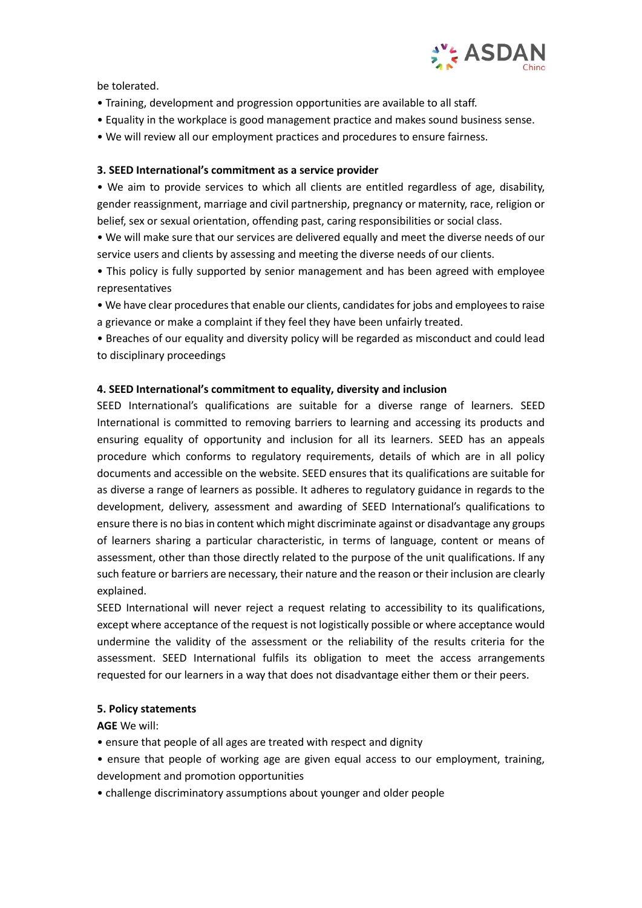be tolerated.

- Training, development and progression opportunities are available to all staff.
- Equality in the workplace is good management practice and makes sound business sense.
- We will review all our employment practices and procedures to ensure fairness.

**3. SEED International's commitment as a service provider**

- We aim to provide services to which all clients are entitled regardless of age, disability, gender reassignment, marriage and civil partnership, pregnancy or maternity, race, religion or belief, sex or sexual orientation, offending past, caring responsibilities or social class.
- We will make sure that our services are delivered equally and meet the diverse needs of our service users and clients by assessing and meeting the diverse needs of our clients.
- This policy is fully supported by senior management and has been agreed with employee representatives
- We have clear procedures that enable our clients, candidates for jobs and employees to raise a grievance or make a complaint if they feel they have been unfairly treated.
- Breaches of our equality and diversity policy will be regarded as misconduct and could lead to disciplinary proceedings

**4. SEED International's commitment to equality, diversity and inclusion**

SEED International's qualifications are suitable for a diverse range of learners. SEED International is committed to removing barriers to learning and accessing its products and ensuring equality of opportunity and inclusion for all its learners. SEED has an appeals procedure which conforms to regulatory requirements, details of which are in all policy documents and accessible on the website. SEED ensures that its qualifications are suitable for as diverse a range of learners as possible. It adheres to regulatory guidance in regards to the development, delivery, assessment and awarding of SEED International's qualifications to ensure there is no bias in content which might discriminate against or disadvantage any groups of learners sharing a particular characteristic, in terms of language, content or means of assessment, other than those directly related to the purpose of the unit qualifications. If any such feature or barriers are necessary, their nature and the reason or their inclusion are clearly explained.

SEED International will never reject a request relating to accessibility to its qualifications, except where acceptance of the request is not logistically possible or where acceptance would undermine the validity of the assessment or the reliability of the results criteria for the assessment. SEED International fulfils its obligation to meet the access arrangements requested for our learners in a way that does not disadvantage either them or their peers.

**5. Policy statements**

**AGE** We will:

- ensure that people of all ages are treated with respect and dignity
- ensure that people of working age are given equal access to our employment, training, development and promotion opportunities
- challenge discriminatory assumptions about younger and older people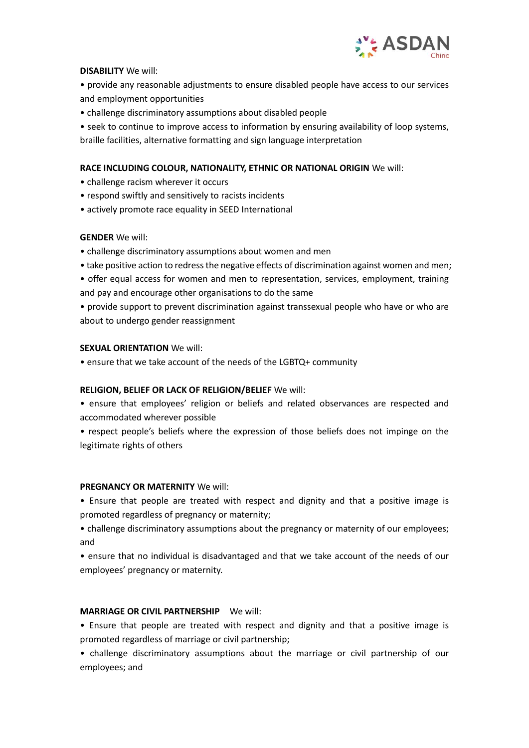**DISABILITY** We will:

• provide any reasonable adjustments to ensure disabled people have access to our services and employment opportunities

• challenge discriminatory assumptions about disabled people

• seek to continue to improve access to information by ensuring availability of loop systems, braille facilities, alternative formatting and sign language interpretation

**RACE INCLUDING COLOUR, NATIONALITY, ETHNIC OR NATIONAL ORIGIN** We will:

• challenge racism wherever it occurs

• respond swiftly and sensitively to racists incidents

• actively promote race equality in SEED International

**GENDER** We will:

• challenge discriminatory assumptions about women and men

• take positive action to redress the negative effects of discrimination against women and men;

• offer equal access for women and men to representation, services, employment, training and pay and encourage other organisations to do the same

• provide support to prevent discrimination against transsexual people who have or who are about to undergo gender reassignment

**SEXUAL ORIENTATION** We will:

• ensure that we take account of the needs of the LGBTQ+ community

**RELIGION, BELIEF OR LACK OF RELIGION/BELIEF** We will:

• ensure that employees' religion or beliefs and related observances are respected and accommodated wherever possible

• respect people's beliefs where the expression of those beliefs does not impinge on the legitimate rights of others

**PREGNANCY OR MATERNITY** We will:

• Ensure that people are treated with respect and dignity and that a positive image is promoted regardless of pregnancy or maternity;

• challenge discriminatory assumptions about the pregnancy or maternity of our employees; and

• ensure that no individual is disadvantaged and that we take account of the needs of our employees' pregnancy or maternity.

**MARRIAGE OR CIVIL PARTNERSHIP** We will:

• Ensure that people are treated with respect and dignity and that a positive image is promoted regardless of marriage or civil partnership;

• challenge discriminatory assumptions about the marriage or civil partnership of our employees; and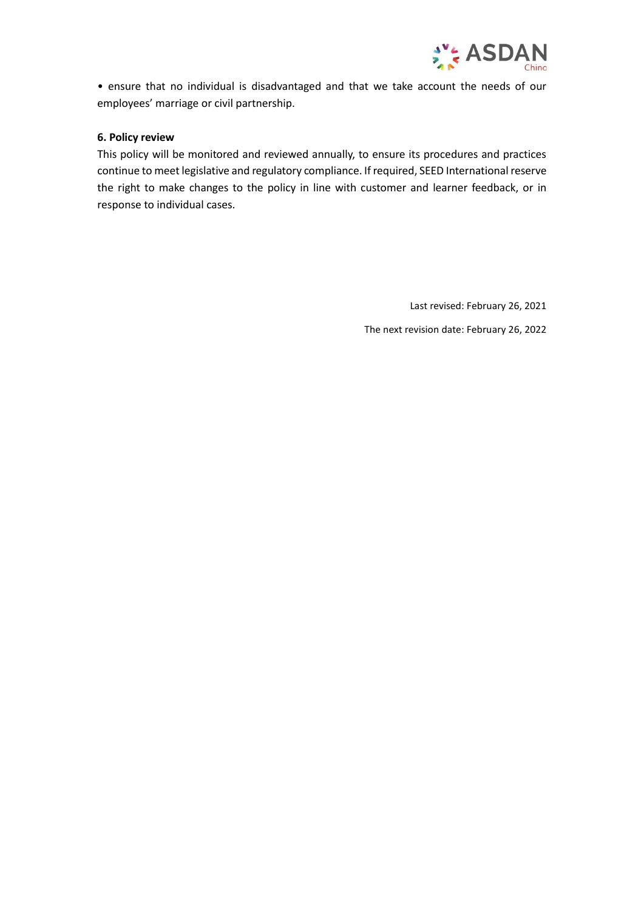• ensure that no individual is disadvantaged and that we take account the needs of our employees' marriage or civil partnership.

**6. Policy review**

This policy will be monitored and reviewed annually, to ensure its procedures and practices continue to meet legislative and regulatory compliance. If required, SEED International reserve the right to make changes to the policy in line with customer and learner feedback, or in response to individual cases.

Last revised: February 26, 2021

The next revision date: February 26, 2022